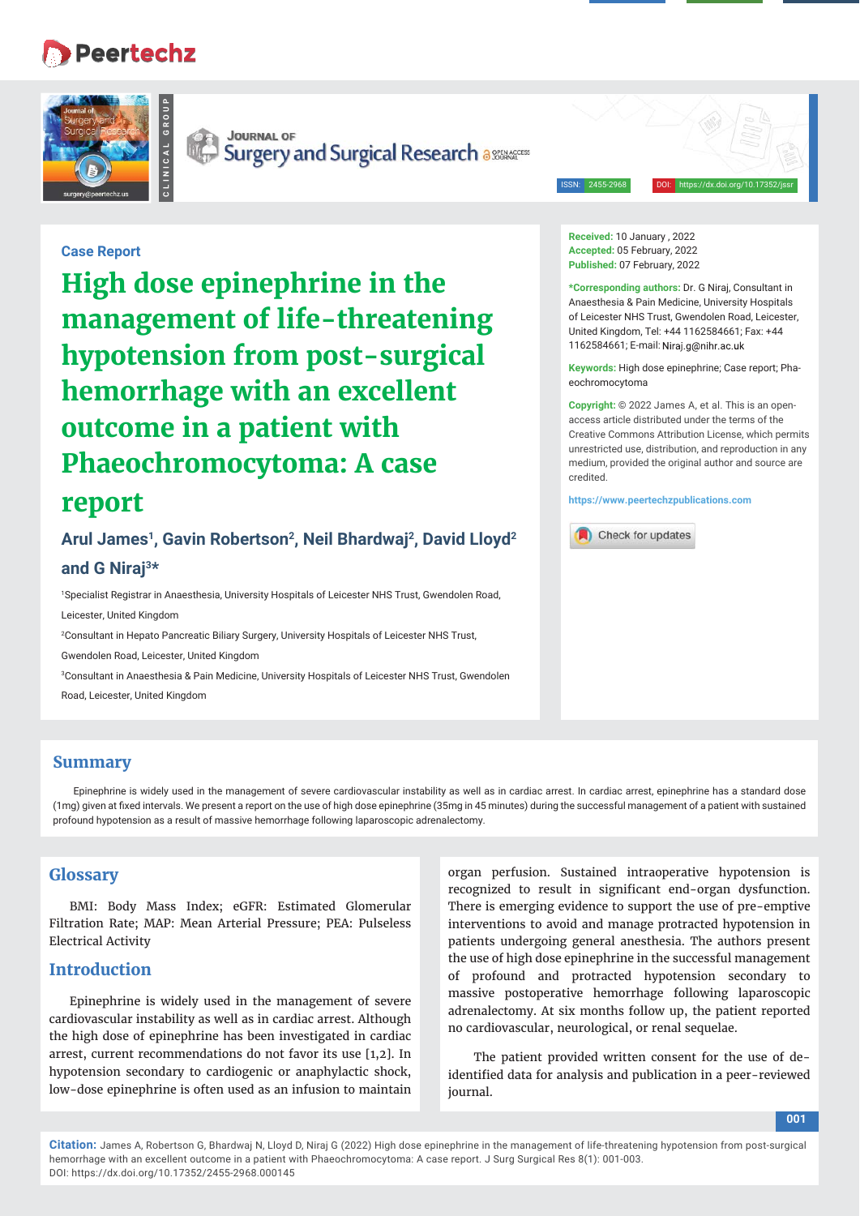Case Report

# High dose epinephrine in the management of life-threatening hypotension from post-surgical hemorrhage with an excellent outcome in a patient with Phaeochromocytoma: A case report

**Arul James[1], Gavin Robertson[2], Neil Bhardwaj[2], David Lloyd[2] and G Niraj[3]***

[1]Specialist Registrar in Anaesthesia, University Hospitals of Leicester NHS Trust, Gwendolen Road, Leicester, United Kingdom

[2]Consultant in Hepato Pancreatic Biliary Surgery, University Hospitals of Leicester NHS Trust, Gwendolen Road, Leicester, United Kingdom

[3]Consultant in Anaesthesia & Pain Medicine, University Hospitals of Leicester NHS Trust, Gwendolen Road, Leicester, United Kingdom

**Received:** 10 January , 2022
**Accepted:** 05 February, 2022
**Published:** 07 February, 2022

***Corresponding authors:** Dr. G Niraj, Consultant in Anaesthesia & Pain Medicine, University Hospitals of Leicester NHS Trust, Gwendolen Road, Leicester, United Kingdom, Tel: +44 1162584661; Fax: +44 1162584661; E-mail: Niraj.g@nihr.ac.uk

**Keywords:** High dose epinephrine; Case report; Phaeochromocytoma

**Copyright:** © 2022 James A, et al. This is an open-access article distributed under the terms of the Creative Commons Attribution License, which permits unrestricted use, distribution, and reproduction in any medium, provided the original author and source are credited.

https://www.peertechzpublications.com

## Summary

Epinephrine is widely used in the management of severe cardiovascular instability as well as in cardiac arrest. In cardiac arrest, epinephrine has a standard dose (1mg) given at fixed intervals. We present a report on the use of high dose epinephrine (35mg in 45 minutes) during the successful management of a patient with sustained profound hypotension as a result of massive hemorrhage following laparoscopic adrenalectomy.

## Glossary

BMI: Body Mass Index; eGFR: Estimated Glomerular Filtration Rate; MAP: Mean Arterial Pressure; PEA: Pulseless Electrical Activity

## Introduction

Epinephrine is widely used in the management of severe cardiovascular instability as well as in cardiac arrest. Although the high dose of epinephrine has been investigated in cardiac arrest, current recommendations do not favor its use [1,2]. In hypotension secondary to cardiogenic or anaphylactic shock, low-dose epinephrine is often used as an infusion to maintain organ perfusion. Sustained intraoperative hypotension is recognized to result in significant end-organ dysfunction. There is emerging evidence to support the use of pre-emptive interventions to avoid and manage protracted hypotension in patients undergoing general anesthesia. The authors present the use of high dose epinephrine in the successful management of profound and protracted hypotension secondary to massive postoperative hemorrhage following laparoscopic adrenalectomy. At six months follow up, the patient reported no cardiovascular, neurological, or renal sequelae.

The patient provided written consent for the use of de-identified data for analysis and publication in a peer-reviewed journal.

**Citation:** James A, Robertson G, Bhardwaj N, Lloyd D, Niraj G (2022) High dose epinephrine in the management of life-threatening hypotension from post-surgical hemorrhage with an excellent outcome in a patient with Phaeochromocytoma: A case report. J Surg Surgical Res 8(1): 001-003. DOI: https://dx.doi.org/10.17352/2455-2968.000145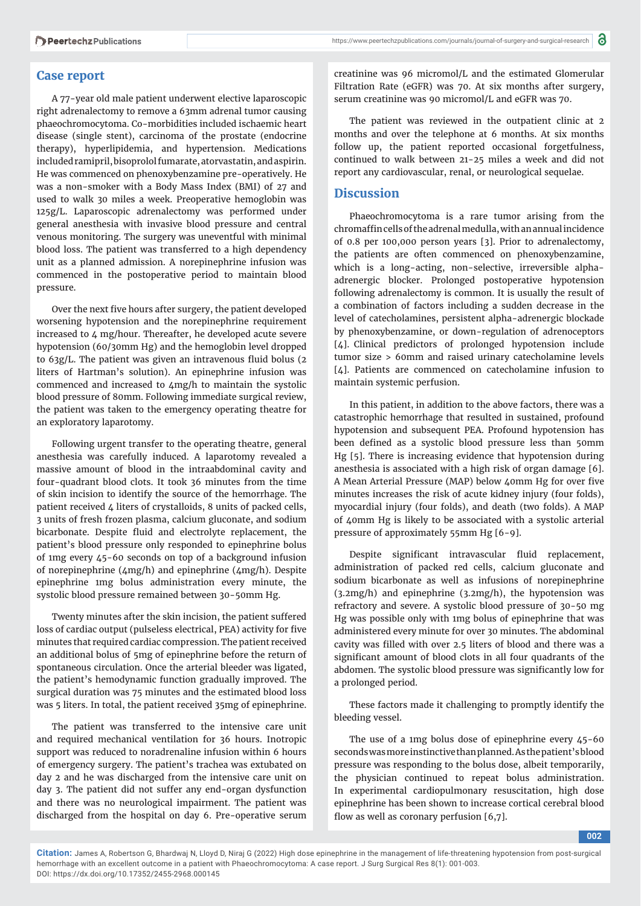## Case report

A 77-year old male patient underwent elective laparoscopic right adrenalectomy to remove a 63mm adrenal tumor causing phaeochromocytoma. Co-morbidities included ischaemic heart disease (single stent), carcinoma of the prostate (endocrine therapy), hyperlipidemia, and hypertension. Medications included ramipril, bisoprolol fumarate, atorvastatin, and aspirin. He was commenced on phenoxybenzamine pre-operatively. He was a non-smoker with a Body Mass Index (BMI) of 27 and used to walk 30 miles a week. Preoperative hemoglobin was 125g/L. Laparoscopic adrenalectomy was performed under general anesthesia with invasive blood pressure and central venous monitoring. The surgery was uneventful with minimal blood loss. The patient was transferred to a high dependency unit as a planned admission. A norepinephrine infusion was commenced in the postoperative period to maintain blood pressure.

Over the next five hours after surgery, the patient developed worsening hypotension and the norepinephrine requirement increased to 4 mg/hour. Thereafter, he developed acute severe hypotension (60/30mm Hg) and the hemoglobin level dropped to 63g/L. The patient was given an intravenous fluid bolus (2 liters of Hartman's solution). An epinephrine infusion was commenced and increased to 4mg/h to maintain the systolic blood pressure of 80mm. Following immediate surgical review, the patient was taken to the emergency operating theatre for an exploratory laparotomy.

Following urgent transfer to the operating theatre, general anesthesia was carefully induced. A laparotomy revealed a massive amount of blood in the intraabdominal cavity and four-quadrant blood clots. It took 36 minutes from the time of skin incision to identify the source of the hemorrhage. The patient received 4 liters of crystalloids, 8 units of packed cells, 3 units of fresh frozen plasma, calcium gluconate, and sodium bicarbonate. Despite fluid and electrolyte replacement, the patient's blood pressure only responded to epinephrine bolus of 1mg every 45-60 seconds on top of a background infusion of norepinephrine (4mg/h) and epinephrine (4mg/h). Despite epinephrine 1mg bolus administration every minute, the systolic blood pressure remained between 30-50mm Hg.

Twenty minutes after the skin incision, the patient suffered loss of cardiac output (pulseless electrical, PEA) activity for five minutes that required cardiac compression. The patient received an additional bolus of 5mg of epinephrine before the return of spontaneous circulation. Once the arterial bleeder was ligated, the patient's hemodynamic function gradually improved. The surgical duration was 75 minutes and the estimated blood loss was 5 liters. In total, the patient received 35mg of epinephrine.

The patient was transferred to the intensive care unit and required mechanical ventilation for 36 hours. Inotropic support was reduced to noradrenaline infusion within 6 hours of emergency surgery. The patient's trachea was extubated on day 2 and he was discharged from the intensive care unit on day 3. The patient did not suffer any end-organ dysfunction and there was no neurological impairment. The patient was discharged from the hospital on day 6. Pre-operative serum creatinine was 96 micromol/L and the estimated Glomerular Filtration Rate (eGFR) was 70. At six months after surgery, serum creatinine was 90 micromol/L and eGFR was 70.

The patient was reviewed in the outpatient clinic at 2 months and over the telephone at 6 months. At six months follow up, the patient reported occasional forgetfulness, continued to walk between 21-25 miles a week and did not report any cardiovascular, renal, or neurological sequelae.

## Discussion

Phaeochromocytoma is a rare tumor arising from the chromaffin cells of the adrenal medulla, with an annual incidence of 0.8 per 100,000 person years [3]. Prior to adrenalectomy, the patients are often commenced on phenoxybenzamine, which is a long-acting, non-selective, irreversible alpha-adrenergic blocker. Prolonged postoperative hypotension following adrenalectomy is common. It is usually the result of a combination of factors including a sudden decrease in the level of catecholamines, persistent alpha-adrenergic blockade by phenoxybenzamine, or down-regulation of adrenoceptors [4]. Clinical predictors of prolonged hypotension include tumor size > 60mm and raised urinary catecholamine levels [4]. Patients are commenced on catecholamine infusion to maintain systemic perfusion.

In this patient, in addition to the above factors, there was a catastrophic hemorrhage that resulted in sustained, profound hypotension and subsequent PEA. Profound hypotension has been defined as a systolic blood pressure less than 50mm Hg [5]. There is increasing evidence that hypotension during anesthesia is associated with a high risk of organ damage [6]. A Mean Arterial Pressure (MAP) below 40mm Hg for over five minutes increases the risk of acute kidney injury (four folds), myocardial injury (four folds), and death (two folds). A MAP of 40mm Hg is likely to be associated with a systolic arterial pressure of approximately 55mm Hg [6-9].

Despite significant intravascular fluid replacement, administration of packed red cells, calcium gluconate and sodium bicarbonate as well as infusions of norepinephrine (3.2mg/h) and epinephrine (3.2mg/h), the hypotension was refractory and severe. A systolic blood pressure of 30-50 mg Hg was possible only with 1mg bolus of epinephrine that was administered every minute for over 30 minutes. The abdominal cavity was filled with over 2.5 liters of blood and there was a significant amount of blood clots in all four quadrants of the abdomen. The systolic blood pressure was significantly low for a prolonged period.

These factors made it challenging to promptly identify the bleeding vessel.

The use of a 1mg bolus dose of epinephrine every 45-60 seconds was more instinctive than planned. As the patient's blood pressure was responding to the bolus dose, albeit temporarily, the physician continued to repeat bolus administration. In experimental cardiopulmonary resuscitation, high dose epinephrine has been shown to increase cortical cerebral blood flow as well as coronary perfusion [6,7].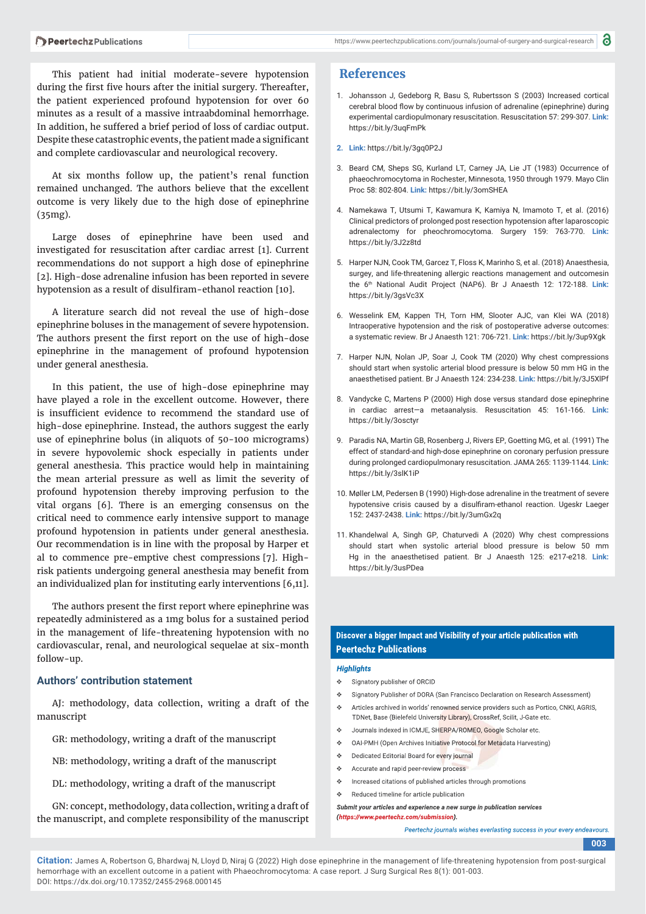This patient had initial moderate-severe hypotension during the first five hours after the initial surgery. Thereafter, the patient experienced profound hypotension for over 60 minutes as a result of a massive intraabdominal hemorrhage. In addition, he suffered a brief period of loss of cardiac output. Despite these catastrophic events, the patient made a significant and complete cardiovascular and neurological recovery.

At six months follow up, the patient's renal function remained unchanged. The authors believe that the excellent outcome is very likely due to the high dose of epinephrine (35mg).

Large doses of epinephrine have been used and investigated for resuscitation after cardiac arrest [1]. Current recommendations do not support a high dose of epinephrine [2]. High-dose adrenaline infusion has been reported in severe hypotension as a result of disulfiram-ethanol reaction [10].

A literature search did not reveal the use of high-dose epinephrine boluses in the management of severe hypotension. The authors present the first report on the use of high-dose epinephrine in the management of profound hypotension under general anesthesia.

In this patient, the use of high-dose epinephrine may have played a role in the excellent outcome. However, there is insufficient evidence to recommend the standard use of high-dose epinephrine. Instead, the authors suggest the early use of epinephrine bolus (in aliquots of 50-100 micrograms) in severe hypovolemic shock especially in patients under general anesthesia. This practice would help in maintaining the mean arterial pressure as well as limit the severity of profound hypotension thereby improving perfusion to the vital organs [6]. There is an emerging consensus on the critical need to commence early intensive support to manage profound hypotension in patients under general anesthesia. Our recommendation is in line with the proposal by Harper et al to commence pre-emptive chest compressions [7]. High-risk patients undergoing general anesthesia may benefit from an individualized plan for instituting early interventions [6,11].

The authors present the first report where epinephrine was repeatedly administered as a 1mg bolus for a sustained period in the management of life-threatening hypotension with no cardiovascular, renal, and neurological sequelae at six-month follow-up.

## Authors' contribution statement

AJ: methodology, data collection, writing a draft of the manuscript

GR: methodology, writing a draft of the manuscript

NB: methodology, writing a draft of the manuscript

DL: methodology, writing a draft of the manuscript

GN: concept, methodology, data collection, writing a draft of the manuscript, and complete responsibility of the manuscript

## References

1. Johansson J, Gedeborg R, Basu S, Rubertsson S (2003) Increased cortical cerebral blood flow by continuous infusion of adrenaline (epinephrine) during experimental cardiopulmonary resuscitation. Resuscitation 57: 299-307. **Link:** https://bit.ly/3uqFmPk
2. **Link:** https://bit.ly/3gq0P2J
3. Beard CM, Sheps SG, Kurland LT, Carney JA, Lie JT (1983) Occurrence of phaeochromocytoma in Rochester, Minnesota, 1950 through 1979. Mayo Clin Proc 58: 802-804. **Link:** https://bit.ly/3omSHEA
4. Namekawa T, Utsumi T, Kawamura K, Kamiya N, Imamoto T, et al. (2016) Clinical predictors of prolonged post resection hypotension after laparoscopic adrenalectomy for pheochromocytoma. Surgery 159: 763-770. **Link:** https://bit.ly/3J2z8td
5. Harper NJN, Cook TM, Garcez T, Floss K, Marinho S, et al. (2018) Anaesthesia, surgey, and life-threatening allergic reactions management and outcomesin the 6th National Audit Project (NAP6). Br J Anaesth 12: 172-188. **Link:** https://bit.ly/3gsVc3X
6. Wesselink EM, Kappen TH, Torn HM, Slooter AJC, van Klei WA (2018) Intraoperative hypotension and the risk of postoperative adverse outcomes: a systematic review. Br J Anaesth 121: 706-721. **Link:** https://bit.ly/3up9Xgk
7. Harper NJN, Nolan JP, Soar J, Cook TM (2020) Why chest compressions should start when systolic arterial blood pressure is below 50 mm HG in the anaesthetised patient. Br J Anaesth 124: 234-238. **Link:** https://bit.ly/3J5XlPf
8. Vandycke C, Martens P (2000) High dose versus standard dose epinephrine in cardiac arrest—a metaanalysis. Resuscitation 45: 161-166. **Link:** https://bit.ly/3osctyr
9. Paradis NA, Martin GB, Rosenberg J, Rivers EP, Goetting MG, et al. (1991) The effect of standard-and high-dose epinephrine on coronary perfusion pressure during prolonged cardiopulmonary resuscitation. JAMA 265: 1139-1144. **Link:** https://bit.ly/3slK1iP
10. Møller LM, Pedersen B (1990) High-dose adrenaline in the treatment of severe hypotensive crisis caused by a disulfiram-ethanol reaction. Ugeskr Laeger 152: 2437-2438. **Link:** https://bit.ly/3umGx2q
11. Khandelwal A, Singh GP, Chaturvedi A (2020) Why chest compressions should start when systolic arterial blood pressure is below 50 mm Hg in the anaesthetised patient. Br J Anaesth 125: e217-e218. **Link:** https://bit.ly/3usPDea

**Discover a bigger Impact and Visibility of your article publication with Peertechz Publications**

***Highlights***

- Signatory publisher of ORCID
- Signatory Publisher of DORA (San Francisco Declaration on Research Assessment)
- Articles archived in worlds' renowned service providers such as Portico, CNKI, AGRIS, TDNet, Base (Bielefeld University Library), CrossRef, Scilit, J-Gate etc.
- Journals indexed in ICMJE, SHERPA/ROMEO, Google Scholar etc.
- OAI-PMH (Open Archives Initiative Protocol for Metadata Harvesting)
- Dedicated Editorial Board for every journal
- Accurate and rapid peer-review process
- Increased citations of published articles through promotions
- Reduced timeline for article publication

***Submit your articles and experience a new surge in publication services (https://www.peertechz.com/submission).***

*Peertechz journals wishes everlasting success in your every endeavours.*

**Citation:** James A, Robertson G, Bhardwaj N, Lloyd D, Niraj G (2022) High dose epinephrine in the management of life-threatening hypotension from post-surgical hemorrhage with an excellent outcome in a patient with Phaeochromocytoma: A case report. J Surg Surgical Res 8(1): 001-003. DOI: https://dx.doi.org/10.17352/2455-2968.000145